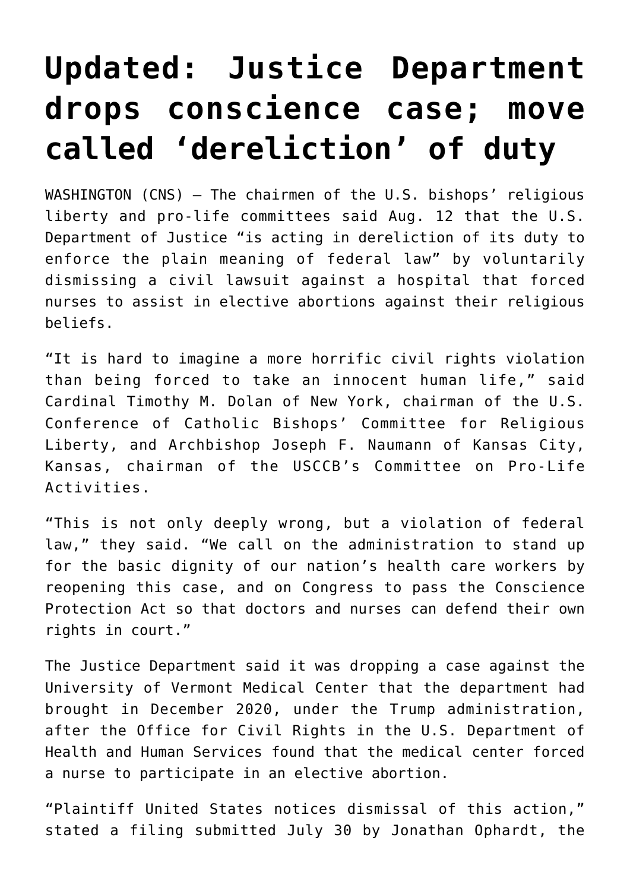# Updated: Justice Department drops conscience case; move called 'dereliction' of duty

WASHINGTON (CNS) — The chairmen of the U.S. bishops' religious liberty and pro-life committees said Aug. 12 that the U.S. Department of Justice "is acting in dereliction of its duty to enforce the plain meaning of federal law" by voluntarily dismissing a civil lawsuit against a hospital that forced nurses to assist in elective abortions against their religious beliefs.

"It is hard to imagine a more horrific civil rights violation than being forced to take an innocent human life," said Cardinal Timothy M. Dolan of New York, chairman of the U.S. Conference of Catholic Bishops' Committee for Religious Liberty, and Archbishop Joseph F. Naumann of Kansas City, Kansas, chairman of the USCCB's Committee on Pro-Life Activities.

"This is not only deeply wrong, but a violation of federal law," they said. "We call on the administration to stand up for the basic dignity of our nation's health care workers by reopening this case, and on Congress to pass the Conscience Protection Act so that doctors and nurses can defend their own rights in court."

The Justice Department said it was dropping a case against the University of Vermont Medical Center that the department had brought in December 2020, under the Trump administration, after the Office for Civil Rights in the U.S. Department of Health and Human Services found that the medical center forced a nurse to participate in an elective abortion.

"Plaintiff United States notices dismissal of this action," stated a filing submitted July 30 by Jonathan Ophardt, the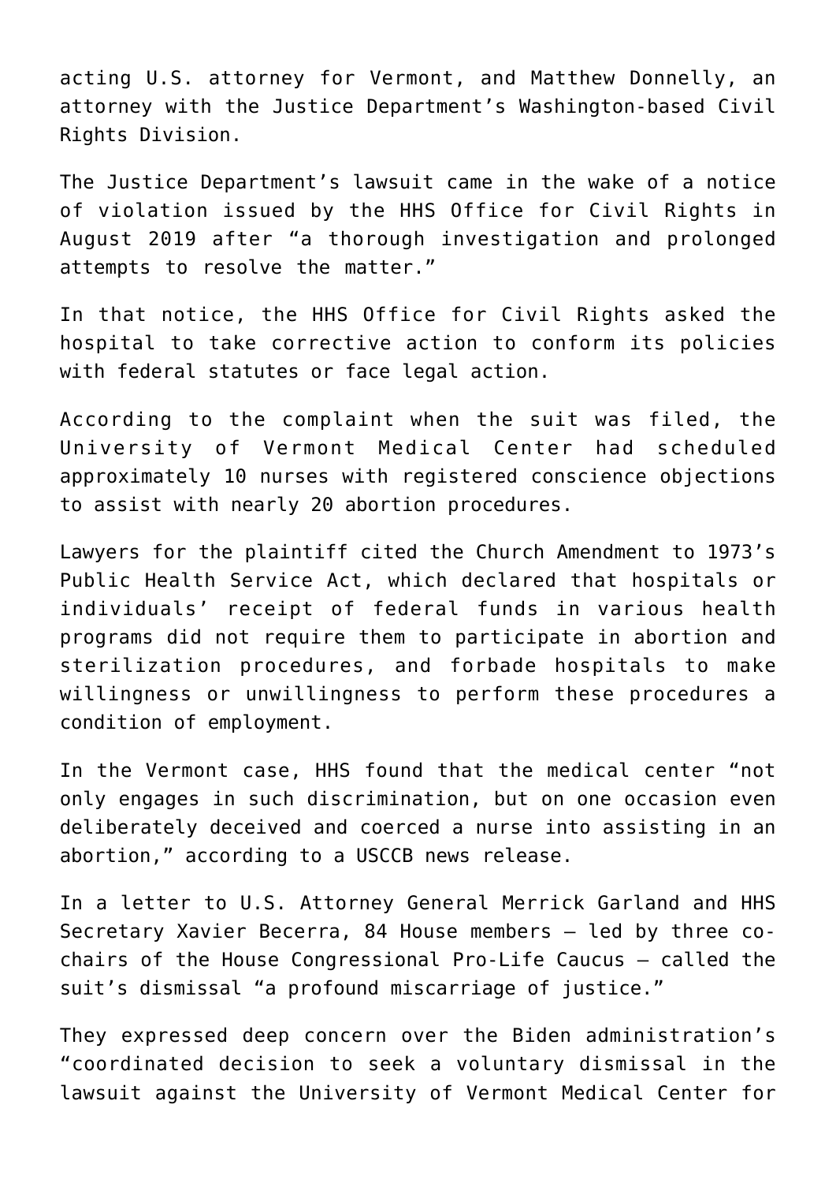acting U.S. attorney for Vermont, and Matthew Donnelly, an attorney with the Justice Department's Washington-based Civil Rights Division.

The Justice Department's lawsuit came in the wake of a notice of violation issued by the HHS Office for Civil Rights in August 2019 after "a thorough investigation and prolonged attempts to resolve the matter."

In that notice, the HHS Office for Civil Rights asked the hospital to take corrective action to conform its policies with federal statutes or face legal action.

According to the complaint when the suit was filed, the University of Vermont Medical Center had scheduled approximately 10 nurses with registered conscience objections to assist with nearly 20 abortion procedures.

Lawyers for the plaintiff cited the Church Amendment to 1973's Public Health Service Act, which declared that hospitals or individuals' receipt of federal funds in various health programs did not require them to participate in abortion and sterilization procedures, and forbade hospitals to make willingness or unwillingness to perform these procedures a condition of employment.

In the Vermont case, HHS found that the medical center "not only engages in such discrimination, but on one occasion even deliberately deceived and coerced a nurse into assisting in an abortion," according to a USCCB news release.

In a letter to U.S. Attorney General Merrick Garland and HHS Secretary Xavier Becerra, 84 House members — led by three co-chairs of the House Congressional Pro-Life Caucus — called the suit's dismissal "a profound miscarriage of justice."

They expressed deep concern over the Biden administration's "coordinated decision to seek a voluntary dismissal in the lawsuit against the University of Vermont Medical Center for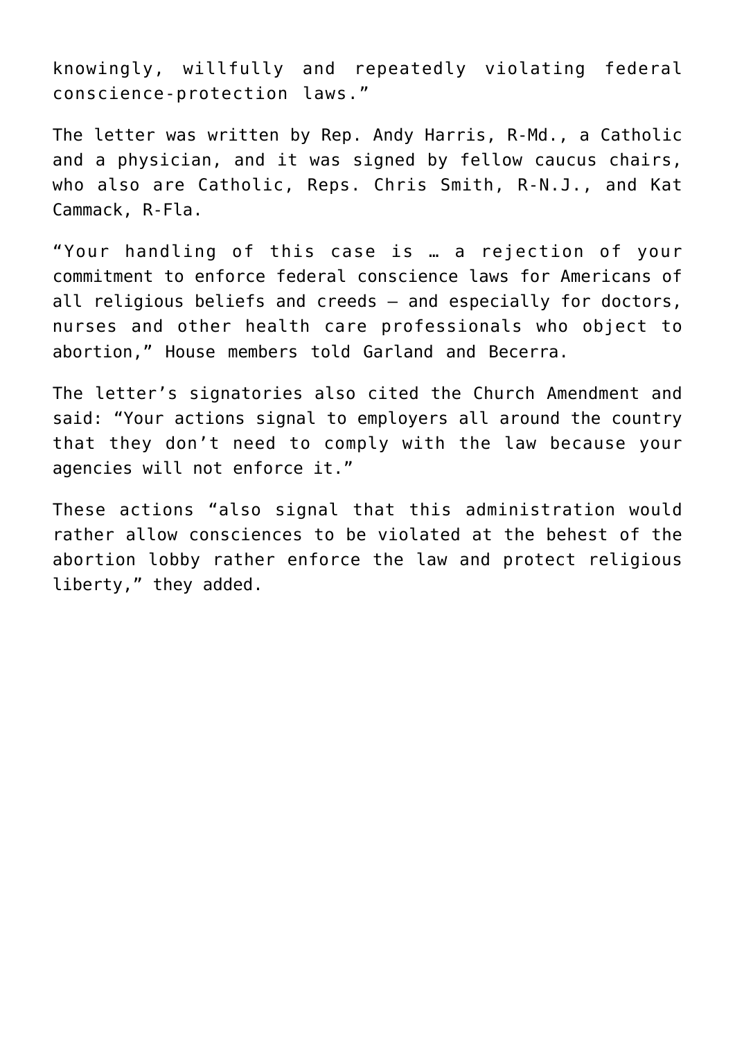knowingly, willfully and repeatedly violating federal conscience-protection laws."

The letter was written by Rep. Andy Harris, R-Md., a Catholic and a physician, and it was signed by fellow caucus chairs, who also are Catholic, Reps. Chris Smith, R-N.J., and Kat Cammack, R-Fla.

"Your handling of this case is … a rejection of your commitment to enforce federal conscience laws for Americans of all religious beliefs and creeds — and especially for doctors, nurses and other health care professionals who object to abortion," House members told Garland and Becerra.

The letter's signatories also cited the Church Amendment and said: "Your actions signal to employers all around the country that they don't need to comply with the law because your agencies will not enforce it."

These actions "also signal that this administration would rather allow consciences to be violated at the behest of the abortion lobby rather enforce the law and protect religious liberty," they added.